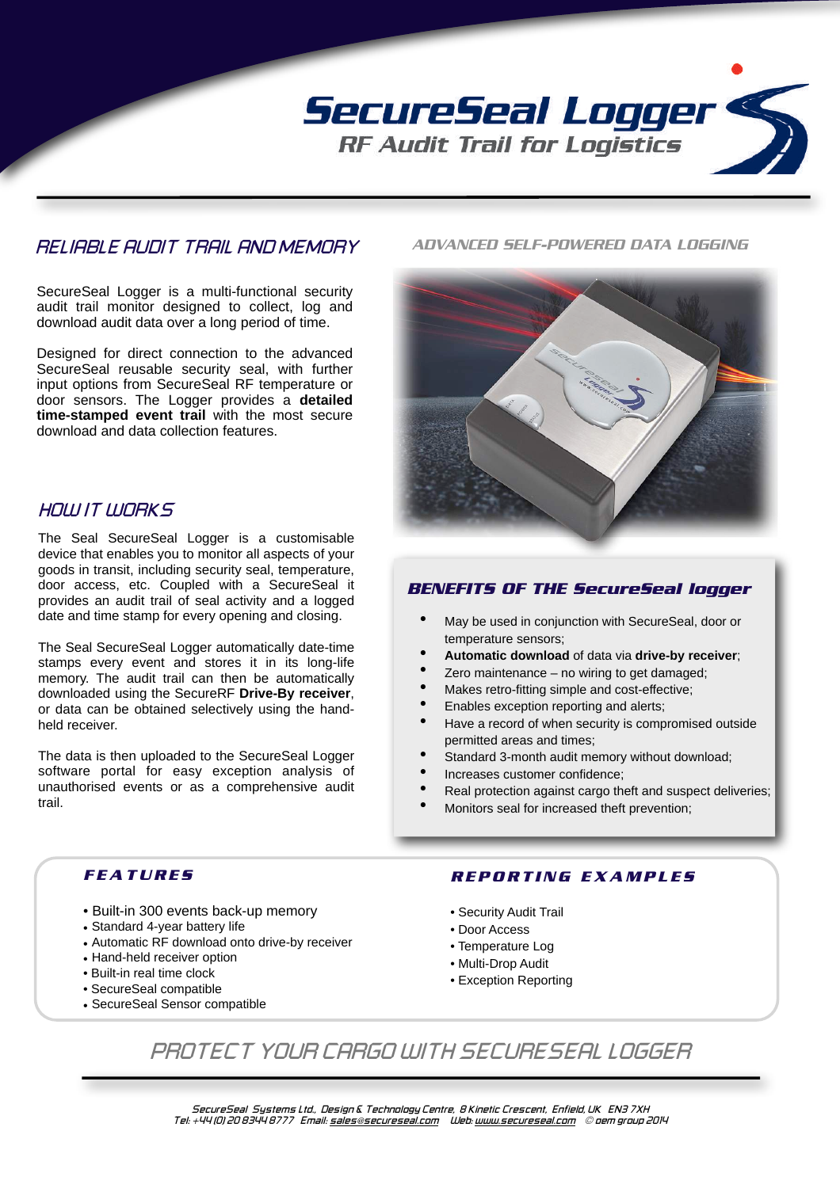# SecureSeal Logger

## RF Audit Trail for Logistics

## RELIABLE AUDIT TRAIL AND MEMORY

SecureSeal Logger is a multi-functional security audit trail monitor designed to collect, log and download audit data over a long period of time.

Designed for direct connection to the advanced SecureSeal reusable security seal, with further input options from SecureSeal RF temperature or door sensors. The Logger provides a **detailed time-stamped event trail** with the most secure download and data collection features.

## HOW IT WORKS

The Seal SecureSeal Logger is a customisable device that enables you to monitor all aspects of your goods in transit, including security seal, temperature, door access, etc. Coupled with a SecureSeal it provides an audit trail of seal activity and a logged date and time stamp for every opening and closing.

The Seal SecureSeal Logger automatically date-time stamps every event and stores it in its long-life memory. The audit trail can then be automatically downloaded using the SecureRF **Drive-By receiver**, or data can be obtained selectively using the hand-held receiver.

The data is then uploaded to the SecureSeal Logger software portal for easy exception analysis of unauthorised events or as a comprehensive audit trail.

## ADVANCED SELF-POWERED DATA LOGGING

### BENEFITS OF THE SecureSeal logger

- May be used in conjunction with SecureSeal, door or temperature sensors;
- **Automatic download** of data via **drive-by receiver**;
- Zero maintenance – no wiring to get damaged;
- Makes retro-fitting simple and cost-effective;
- Enables exception reporting and alerts;
- Have a record of when security is compromised outside permitted areas and times;
- Standard 3-month audit memory without download;
- Increases customer confidence;
- Real protection against cargo theft and suspect deliveries;
- Monitors seal for increased theft prevention;

### FEATURES

- Built-in 300 events back-up memory
- Standard 4-year battery life
- Automatic RF download onto drive-by receiver
- Hand-held receiver option
- Built-in real time clock
- SecureSeal compatible
- SecureSeal Sensor compatible

### REPORTING EXAMPLES

- Security Audit Trail
- Door Access
- Temperature Log
- Multi-Drop Audit
- Exception Reporting

## PROTECT YOUR CARGO WITH SECURESEAL LOGGER

SecureSeal Systems Ltd., Design & Technology Centre, 8 Kinetic Crescent, Enfield, UK EN3 7XH
Tel: +44 (0) 20 8344 8777 Email: sales@secureseal.com Web: www.secureseal.com © oem group 2014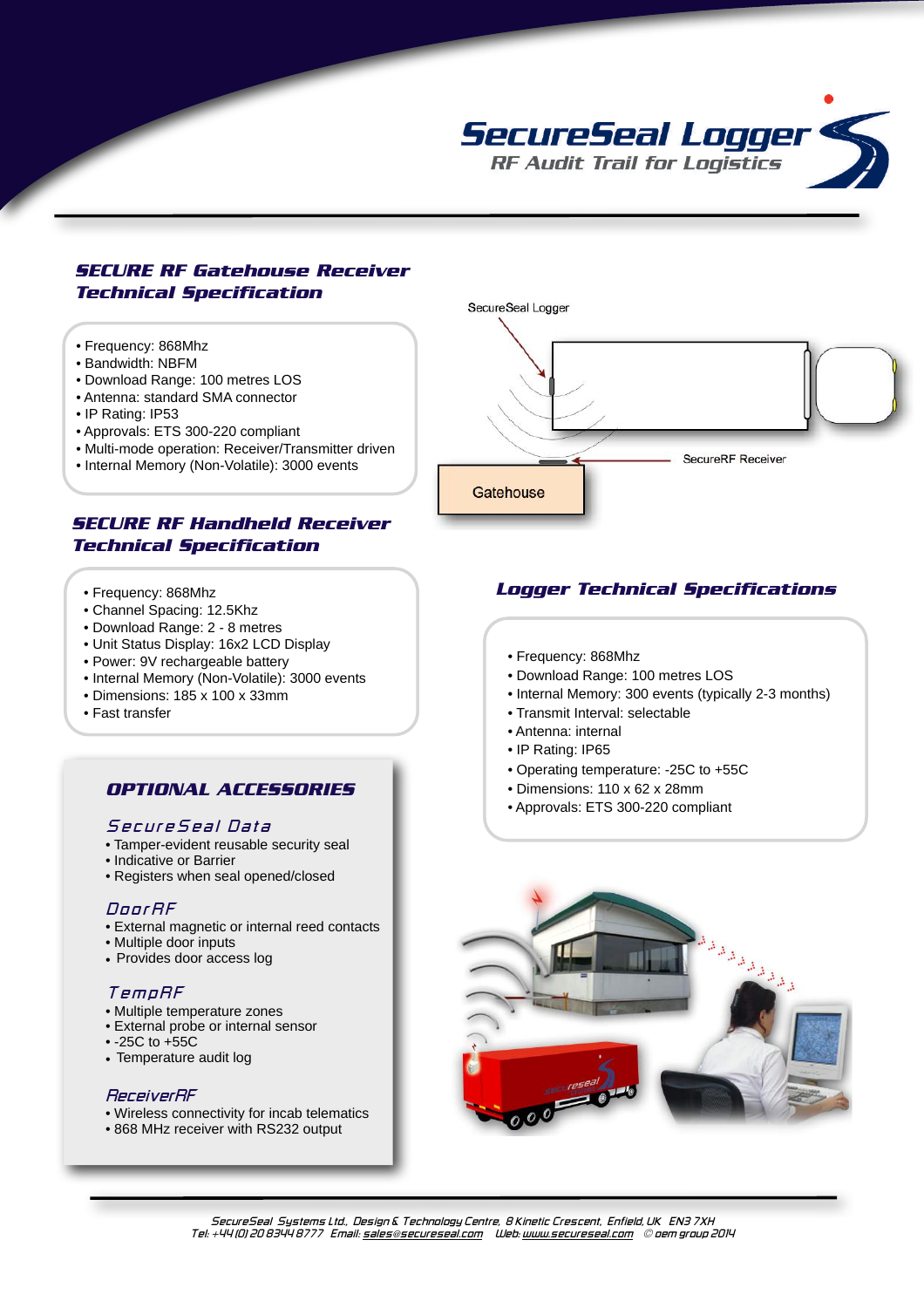# SecureSeal Logger

*RF Audit Trail for Logistics*

## SECURE RF Gatehouse Receiver Technical Specification

- Frequency: 868Mhz
- Bandwidth: NBFM
- Download Range: 100 metres LOS
- Antenna: standard SMA connector
- IP Rating: IP53
- Approvals: ETS 300-220 compliant
- Multi-mode operation: Receiver/Transmitter driven
- Internal Memory (Non-Volatile): 3000 events

SecureSeal Logger

SecureRF Receiver

Gatehouse

## SECURE RF Handheld Receiver Technical Specification

- Frequency: 868Mhz
- Channel Spacing: 12.5Khz
- Download Range: 2 - 8 metres
- Unit Status Display: 16x2 LCD Display
- Power: 9V rechargeable battery
- Internal Memory (Non-Volatile): 3000 events
- Dimensions: 185 x 100 x 33mm
- Fast transfer

## Logger Technical Specifications

- Frequency: 868Mhz
- Download Range: 100 metres LOS
- Internal Memory: 300 events (typically 2-3 months)
- Transmit Interval: selectable
- Antenna: internal
- IP Rating: IP65
- Operating temperature: -25C to +55C
- Dimensions: 110 x 62 x 28mm
- Approvals: ETS 300-220 compliant

## OPTIONAL ACCESSORIES

### SecureSeal Data

- Tamper-evident reusable security seal
- Indicative or Barrier
- Registers when seal opened/closed

### DoorRF

- External magnetic or internal reed contacts
- Multiple door inputs
- Provides door access log

### TempRF

- Multiple temperature zones
- External probe or internal sensor
- -25C to +55C
- Temperature audit log

### ReceiverRF

- Wireless connectivity for incab telematics
- 868 MHz receiver with RS232 output

SecureSeal Systems Ltd., Design & Technology Centre, 8 Kinetic Crescent, Enfield, UK EN3 7XH
Tel: +44 (0) 20 8344 8777 Email: sales@secureseal.com Web: www.secureseal.com © oem group 2014